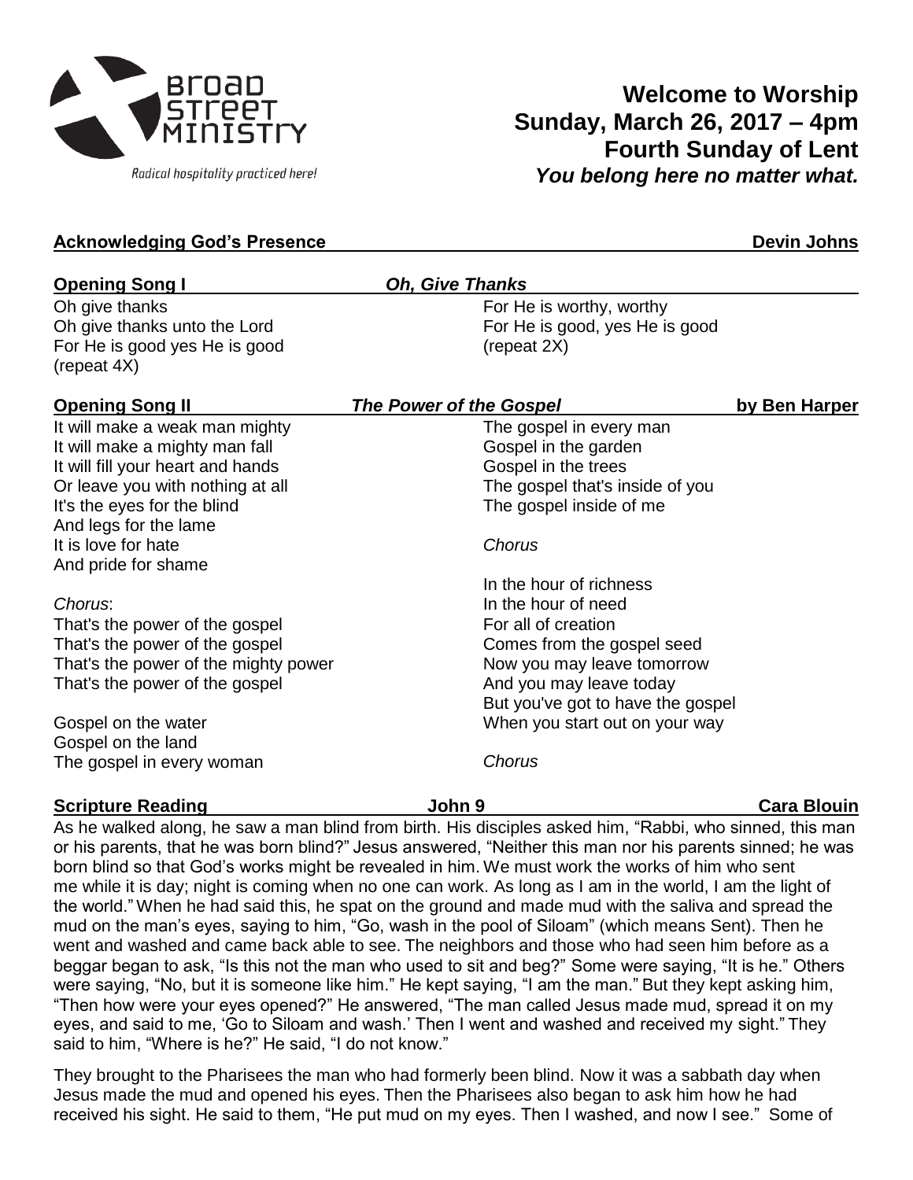Broad Street Ministry

*Radical hospitality practiced here!*

# Welcome to Worship
## Sunday, March 26, 2017 – 4pm
## Fourth Sunday of Lent
***You belong here no matter what.***

**Acknowledging God's Presence** — **Devin Johns**

**Opening Song I** — ***Oh, Give Thanks***

Oh give thanks
Oh give thanks unto the Lord
For He is good yes He is good
(repeat 4X)

For He is worthy, worthy
For He is good, yes He is good
(repeat 2X)

**Opening Song II** — ***The Power of the Gospel*** — **by Ben Harper**

It will make a weak man mighty
It will make a mighty man fall
It will fill your heart and hands
Or leave you with nothing at all
It's the eyes for the blind
And legs for the lame
It is love for hate
And pride for shame

*Chorus*:
That's the power of the gospel
That's the power of the gospel
That's the power of the mighty power
That's the power of the gospel

Gospel on the water
Gospel on the land
The gospel in every woman
The gospel in every man
Gospel in the garden
Gospel in the trees
The gospel that's inside of you
The gospel inside of me

*Chorus*

In the hour of richness
In the hour of need
For all of creation
Comes from the gospel seed
Now you may leave tomorrow
And you may leave today
But you've got to have the gospel
When you start out on your way

*Chorus*

**Scripture Reading** — **John 9** — **Cara Blouin**

As he walked along, he saw a man blind from birth. His disciples asked him, "Rabbi, who sinned, this man or his parents, that he was born blind?" Jesus answered, "Neither this man nor his parents sinned; he was born blind so that God's works might be revealed in him. We must work the works of him who sent me while it is day; night is coming when no one can work. As long as I am in the world, I am the light of the world." When he had said this, he spat on the ground and made mud with the saliva and spread the mud on the man's eyes, saying to him, "Go, wash in the pool of Siloam" (which means Sent). Then he went and washed and came back able to see. The neighbors and those who had seen him before as a beggar began to ask, "Is this not the man who used to sit and beg?" Some were saying, "It is he." Others were saying, "No, but it is someone like him." He kept saying, "I am the man." But they kept asking him, "Then how were your eyes opened?" He answered, "The man called Jesus made mud, spread it on my eyes, and said to me, 'Go to Siloam and wash.' Then I went and washed and received my sight." They said to him, "Where is he?" He said, "I do not know."

They brought to the Pharisees the man who had formerly been blind. Now it was a sabbath day when Jesus made the mud and opened his eyes. Then the Pharisees also began to ask him how he had received his sight. He said to them, "He put mud on my eyes. Then I washed, and now I see." Some of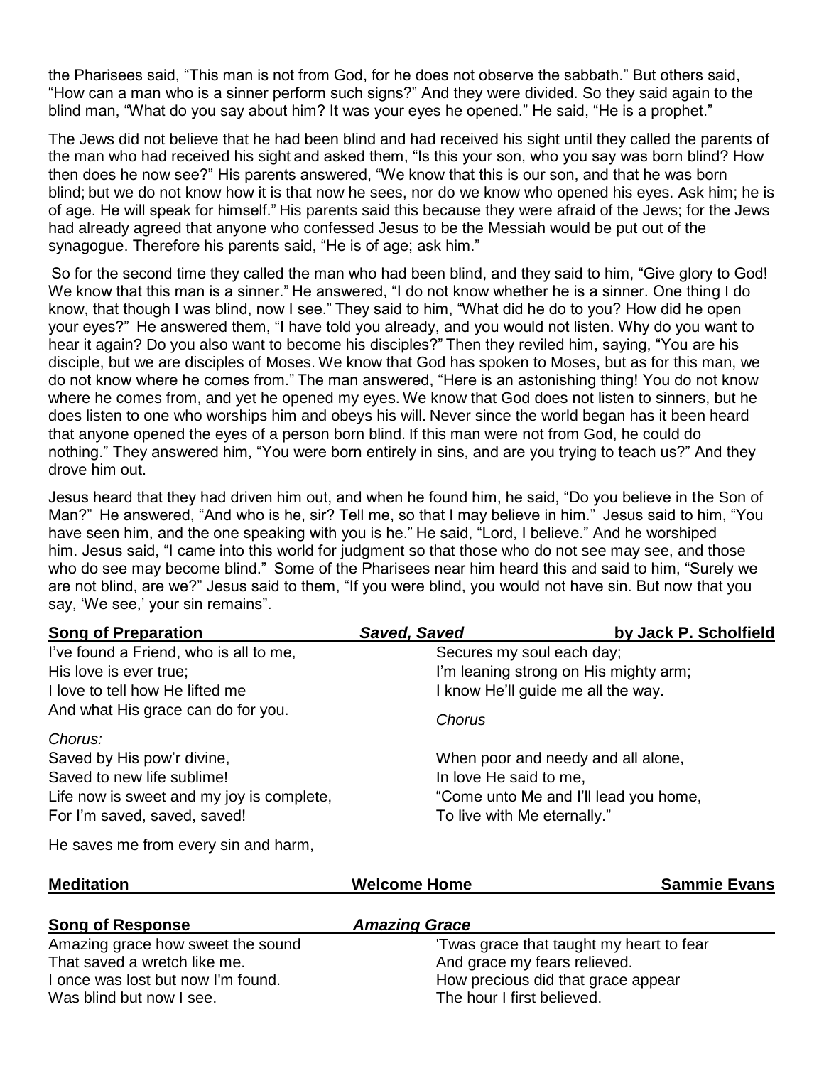the Pharisees said, "This man is not from God, for he does not observe the sabbath." But others said, "How can a man who is a sinner perform such signs?" And they were divided. So they said again to the blind man, "What do you say about him? It was your eyes he opened." He said, "He is a prophet."

The Jews did not believe that he had been blind and had received his sight until they called the parents of the man who had received his sight and asked them, "Is this your son, who you say was born blind? How then does he now see?" His parents answered, "We know that this is our son, and that he was born blind; but we do not know how it is that now he sees, nor do we know who opened his eyes. Ask him; he is of age. He will speak for himself." His parents said this because they were afraid of the Jews; for the Jews had already agreed that anyone who confessed Jesus to be the Messiah would be put out of the synagogue. Therefore his parents said, "He is of age; ask him."

So for the second time they called the man who had been blind, and they said to him, "Give glory to God! We know that this man is a sinner." He answered, "I do not know whether he is a sinner. One thing I do know, that though I was blind, now I see." They said to him, "What did he do to you? How did he open your eyes?" He answered them, "I have told you already, and you would not listen. Why do you want to hear it again? Do you also want to become his disciples?" Then they reviled him, saying, "You are his disciple, but we are disciples of Moses. We know that God has spoken to Moses, but as for this man, we do not know where he comes from." The man answered, "Here is an astonishing thing! You do not know where he comes from, and yet he opened my eyes. We know that God does not listen to sinners, but he does listen to one who worships him and obeys his will. Never since the world began has it been heard that anyone opened the eyes of a person born blind. If this man were not from God, he could do nothing." They answered him, "You were born entirely in sins, and are you trying to teach us?" And they drove him out.

Jesus heard that they had driven him out, and when he found him, he said, "Do you believe in the Son of Man?" He answered, "And who is he, sir? Tell me, so that I may believe in him." Jesus said to him, "You have seen him, and the one speaking with you is he." He said, "Lord, I believe." And he worshiped him. Jesus said, "I came into this world for judgment so that those who do not see may see, and those who do see may become blind." Some of the Pharisees near him heard this and said to him, "Surely we are not blind, are we?" Jesus said to them, "If you were blind, you would not have sin. But now that you say, 'We see,' your sin remains".

**Song of Preparation** ***Saved, Saved*** **by Jack P. Scholfield**

I've found a Friend, who is all to me,
His love is ever true;
I love to tell how He lifted me
And what His grace can do for you.

*Chorus:*
Saved by His pow'r divine,
Saved to new life sublime!
Life now is sweet and my joy is complete,
For I'm saved, saved, saved!

He saves me from every sin and harm,
Secures my soul each day;
I'm leaning strong on His mighty arm;
I know He'll guide me all the way.

*Chorus*

When poor and needy and all alone,
In love He said to me,
"Come unto Me and I'll lead you home,
To live with Me eternally."

**Meditation** **Welcome Home** **Sammie Evans**

**Song of Response** ***Amazing Grace***

Amazing grace how sweet the sound
That saved a wretch like me.
I once was lost but now I'm found.
Was blind but now I see.

'Twas grace that taught my heart to fear
And grace my fears relieved.
How precious did that grace appear
The hour I first believed.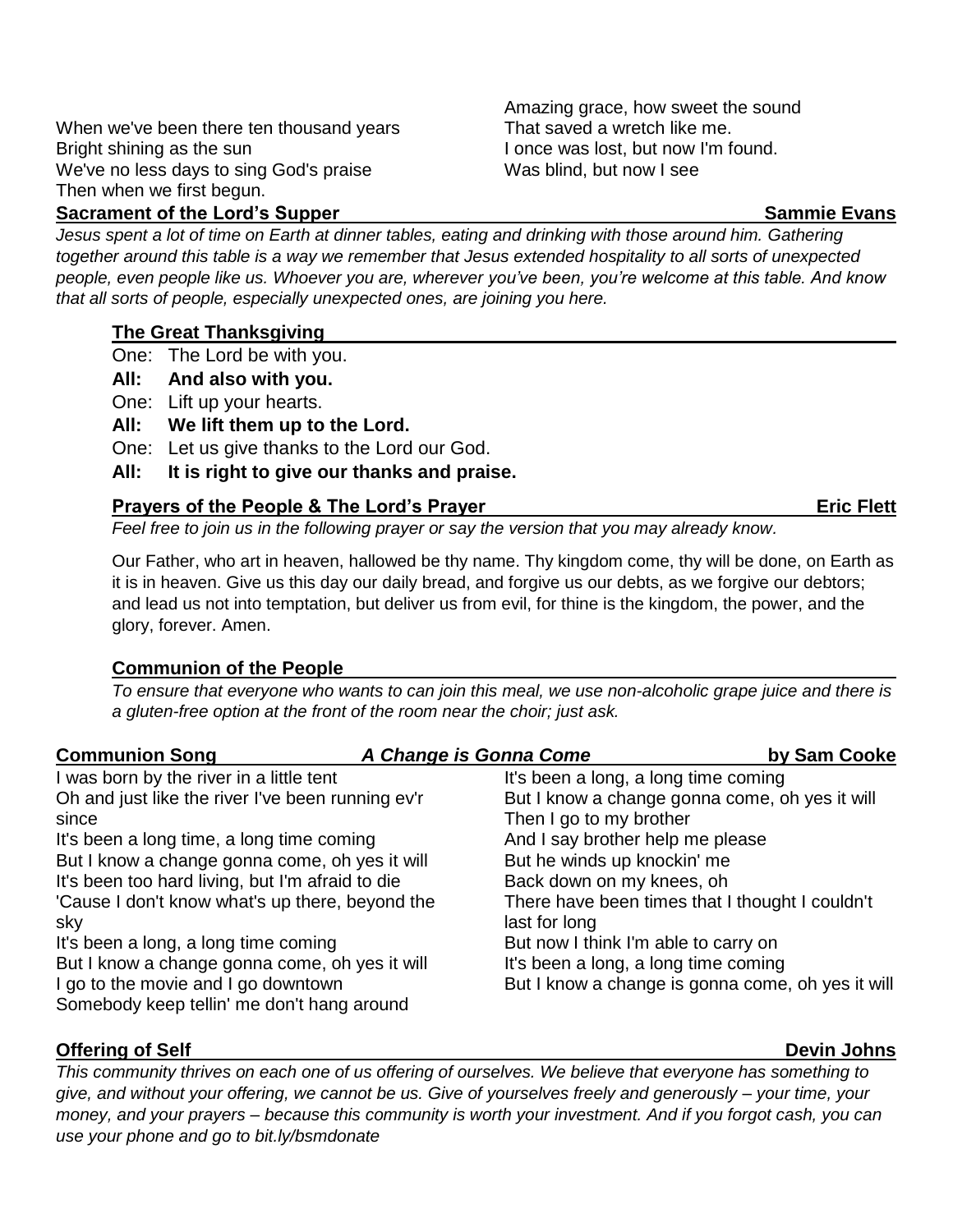When we've been there ten thousand years
Bright shining as the sun
We've no less days to sing God's praise
Then when we first begun.

Amazing grace, how sweet the sound
That saved a wretch like me.
I once was lost, but now I'm found.
Was blind, but now I see

## Sacrament of the Lord's Supper — Sammie Evans

*Jesus spent a lot of time on Earth at dinner tables, eating and drinking with those around him. Gathering together around this table is a way we remember that Jesus extended hospitality to all sorts of unexpected people, even people like us. Whoever you are, wherever you've been, you're welcome at this table. And know that all sorts of people, especially unexpected ones, are joining you here.*

### The Great Thanksgiving

One: The Lord be with you.
**All: And also with you.**
One: Lift up your hearts.
**All: We lift them up to the Lord.**
One: Let us give thanks to the Lord our God.
**All: It is right to give our thanks and praise.**

### Prayers of the People & The Lord's Prayer — Eric Flett

*Feel free to join us in the following prayer or say the version that you may already know.*

Our Father, who art in heaven, hallowed be thy name. Thy kingdom come, thy will be done, on Earth as it is in heaven. Give us this day our daily bread, and forgive us our debts, as we forgive our debtors; and lead us not into temptation, but deliver us from evil, for thine is the kingdom, the power, and the glory, forever. Amen.

### Communion of the People

*To ensure that everyone who wants to can join this meal, we use non-alcoholic grape juice and there is a gluten-free option at the front of the room near the choir; just ask.*

## Communion Song — *A Change is Gonna Come* — by Sam Cooke

I was born by the river in a little tent
Oh and just like the river I've been running ev'r since
It's been a long time, a long time coming
But I know a change gonna come, oh yes it will
It's been too hard living, but I'm afraid to die
'Cause I don't know what's up there, beyond the sky
It's been a long, a long time coming
But I know a change gonna come, oh yes it will
I go to the movie and I go downtown
Somebody keep tellin' me don't hang around
It's been a long, a long time coming
But I know a change gonna come, oh yes it will
Then I go to my brother
And I say brother help me please
But he winds up knockin' me
Back down on my knees, oh
There have been times that I thought I couldn't last for long
But now I think I'm able to carry on
It's been a long, a long time coming
But I know a change is gonna come, oh yes it will

## Offering of Self — Devin Johns

*This community thrives on each one of us offering of ourselves. We believe that everyone has something to give, and without your offering, we cannot be us. Give of yourselves freely and generously – your time, your money, and your prayers – because this community is worth your investment. And if you forgot cash, you can use your phone and go to bit.ly/bsmdonate*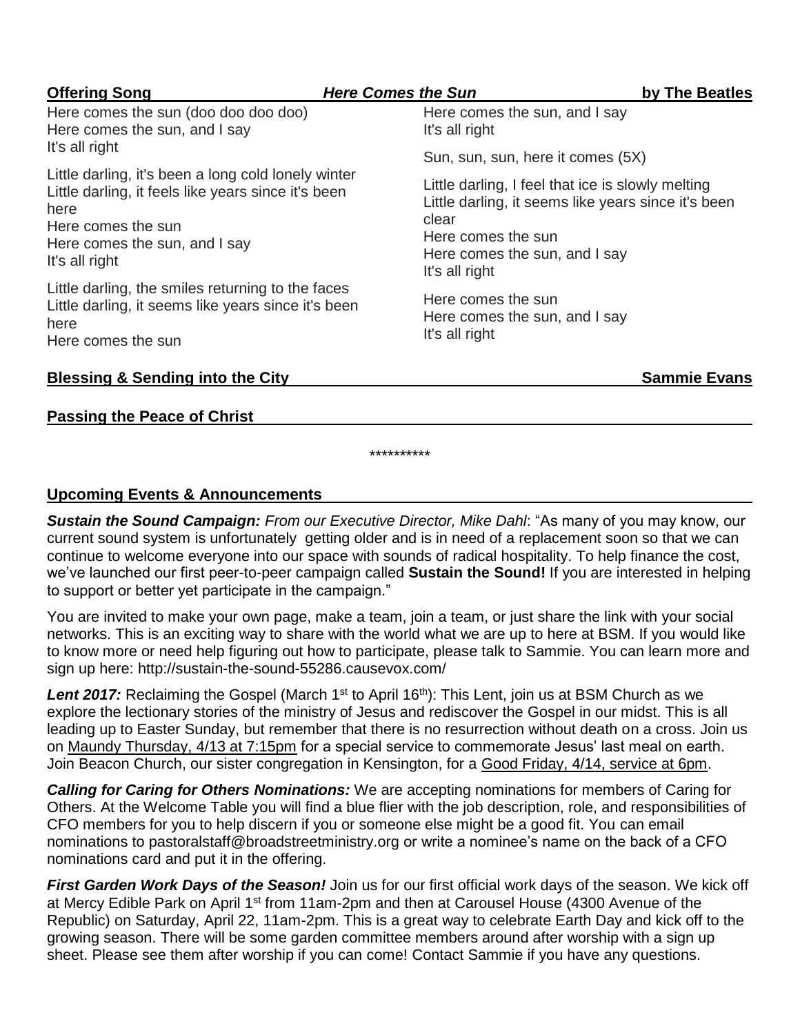**Offering Song** ***Here Comes the Sun*** **by The Beatles**

Here comes the sun (doo doo doo doo)
Here comes the sun, and I say
It's all right

Little darling, it's been a long cold lonely winter
Little darling, it feels like years since it's been here
Here comes the sun
Here comes the sun, and I say
It's all right

Little darling, the smiles returning to the faces
Little darling, it seems like years since it's been here
Here comes the sun
Here comes the sun, and I say
It's all right

Sun, sun, sun, here it comes (5X)

Little darling, I feel that ice is slowly melting
Little darling, it seems like years since it's been clear
Here comes the sun
Here comes the sun, and I say
It's all right

Here comes the sun
Here comes the sun, and I say
It's all right

**Blessing & Sending into the City** **Sammie Evans**

**Passing the Peace of Christ**

**********

## Upcoming Events & Announcements

***Sustain the Sound Campaign:*** *From our Executive Director, Mike Dahl*: "As many of you may know, our current sound system is unfortunately getting older and is in need of a replacement soon so that we can continue to welcome everyone into our space with sounds of radical hospitality. To help finance the cost, we've launched our first peer-to-peer campaign called **Sustain the Sound!** If you are interested in helping to support or better yet participate in the campaign."

You are invited to make your own page, make a team, join a team, or just share the link with your social networks. This is an exciting way to share with the world what we are up to here at BSM. If you would like to know more or need help figuring out how to participate, please talk to Sammie. You can learn more and sign up here: http://sustain-the-sound-55286.causevox.com/

***Lent 2017:*** Reclaiming the Gospel (March 1st to April 16th): This Lent, join us at BSM Church as we explore the lectionary stories of the ministry of Jesus and rediscover the Gospel in our midst. This is all leading up to Easter Sunday, but remember that there is no resurrection without death on a cross. Join us on Maundy Thursday, 4/13 at 7:15pm for a special service to commemorate Jesus' last meal on earth. Join Beacon Church, our sister congregation in Kensington, for a Good Friday, 4/14, service at 6pm.

***Calling for Caring for Others Nominations:*** We are accepting nominations for members of Caring for Others. At the Welcome Table you will find a blue flier with the job description, role, and responsibilities of CFO members for you to help discern if you or someone else might be a good fit. You can email nominations to pastoralstaff@broadstreetministry.org or write a nominee's name on the back of a CFO nominations card and put it in the offering.

***First Garden Work Days of the Season!*** Join us for our first official work days of the season. We kick off at Mercy Edible Park on April 1st from 11am-2pm and then at Carousel House (4300 Avenue of the Republic) on Saturday, April 22, 11am-2pm. This is a great way to celebrate Earth Day and kick off to the growing season. There will be some garden committee members around after worship with a sign up sheet. Please see them after worship if you can come! Contact Sammie if you have any questions.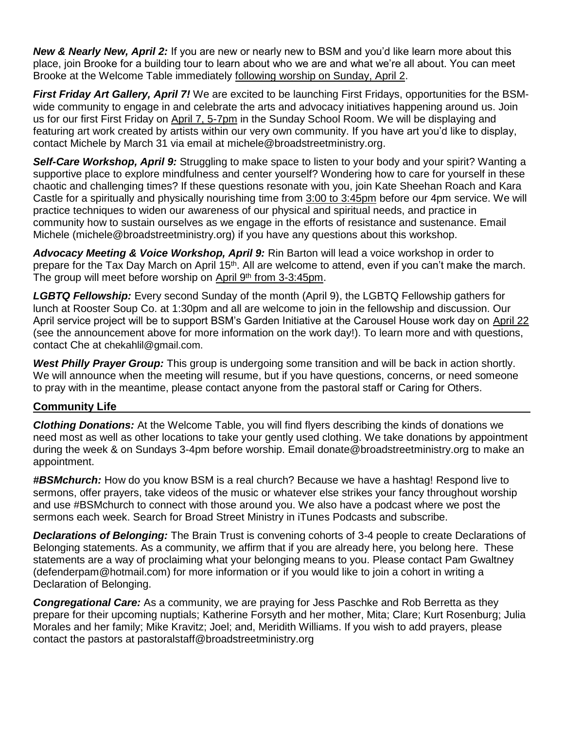***New & Nearly New, April 2:*** If you are new or nearly new to BSM and you'd like learn more about this place, join Brooke for a building tour to learn about who we are and what we're all about. You can meet Brooke at the Welcome Table immediately following worship on Sunday, April 2.

***First Friday Art Gallery, April 7!*** We are excited to be launching First Fridays, opportunities for the BSM-wide community to engage in and celebrate the arts and advocacy initiatives happening around us. Join us for our first First Friday on April 7, 5-7pm in the Sunday School Room. We will be displaying and featuring art work created by artists within our very own community. If you have art you'd like to display, contact Michele by March 31 via email at michele@broadstreetministry.org.

***Self-Care Workshop, April 9:*** Struggling to make space to listen to your body and your spirit? Wanting a supportive place to explore mindfulness and center yourself? Wondering how to care for yourself in these chaotic and challenging times? If these questions resonate with you, join Kate Sheehan Roach and Kara Castle for a spiritually and physically nourishing time from 3:00 to 3:45pm before our 4pm service. We will practice techniques to widen our awareness of our physical and spiritual needs, and practice in community how to sustain ourselves as we engage in the efforts of resistance and sustenance. Email Michele (michele@broadstreetministry.org) if you have any questions about this workshop.

***Advocacy Meeting & Voice Workshop, April 9:*** Rin Barton will lead a voice workshop in order to prepare for the Tax Day March on April 15th. All are welcome to attend, even if you can't make the march. The group will meet before worship on April 9th from 3-3:45pm.

***LGBTQ Fellowship:*** Every second Sunday of the month (April 9), the LGBTQ Fellowship gathers for lunch at Rooster Soup Co. at 1:30pm and all are welcome to join in the fellowship and discussion. Our April service project will be to support BSM's Garden Initiative at the Carousel House work day on April 22 (see the announcement above for more information on the work day!). To learn more and with questions, contact Che at chekahlil@gmail.com.

***West Philly Prayer Group:*** This group is undergoing some transition and will be back in action shortly. We will announce when the meeting will resume, but if you have questions, concerns, or need someone to pray with in the meantime, please contact anyone from the pastoral staff or Caring for Others.

## Community Life

***Clothing Donations:*** At the Welcome Table, you will find flyers describing the kinds of donations we need most as well as other locations to take your gently used clothing. We take donations by appointment during the week & on Sundays 3-4pm before worship. Email donate@broadstreetministry.org to make an appointment.

***#BSMchurch:*** How do you know BSM is a real church? Because we have a hashtag! Respond live to sermons, offer prayers, take videos of the music or whatever else strikes your fancy throughout worship and use #BSMchurch to connect with those around you. We also have a podcast where we post the sermons each week. Search for Broad Street Ministry in iTunes Podcasts and subscribe.

***Declarations of Belonging:*** The Brain Trust is convening cohorts of 3-4 people to create Declarations of Belonging statements. As a community, we affirm that if you are already here, you belong here. These statements are a way of proclaiming what your belonging means to you. Please contact Pam Gwaltney (defenderpam@hotmail.com) for more information or if you would like to join a cohort in writing a Declaration of Belonging.

***Congregational Care:*** As a community, we are praying for Jess Paschke and Rob Berretta as they prepare for their upcoming nuptials; Katherine Forsyth and her mother, Mita; Clare; Kurt Rosenburg; Julia Morales and her family; Mike Kravitz; Joel; and, Meridith Williams. If you wish to add prayers, please contact the pastors at pastoralstaff@broadstreetministry.org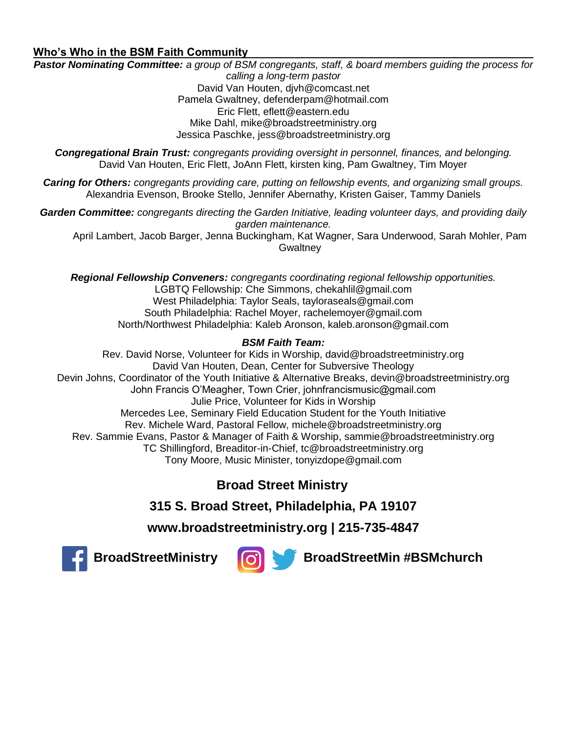## Who's Who in the BSM Faith Community

***Pastor Nominating Committee:*** *a group of BSM congregants, staff, & board members guiding the process for calling a long-term pastor*

David Van Houten, djvh@comcast.net
Pamela Gwaltney, defenderpam@hotmail.com
Eric Flett, eflett@eastern.edu
Mike Dahl, mike@broadstreetministry.org
Jessica Paschke, jess@broadstreetministry.org

***Congregational Brain Trust:*** *congregants providing oversight in personnel, finances, and belonging.*
David Van Houten, Eric Flett, JoAnn Flett, kirsten king, Pam Gwaltney, Tim Moyer

***Caring for Others:*** *congregants providing care, putting on fellowship events, and organizing small groups.*
Alexandria Evenson, Brooke Stello, Jennifer Abernathy, Kristen Gaiser, Tammy Daniels

***Garden Committee:*** *congregants directing the Garden Initiative, leading volunteer days, and providing daily garden maintenance.*
April Lambert, Jacob Barger, Jenna Buckingham, Kat Wagner, Sara Underwood, Sarah Mohler, Pam Gwaltney

***Regional Fellowship Conveners:*** *congregants coordinating regional fellowship opportunities.*

LGBTQ Fellowship: Che Simmons, chekahlil@gmail.com
West Philadelphia: Taylor Seals, tayloraseals@gmail.com
South Philadelphia: Rachel Moyer, rachelemoyer@gmail.com
North/Northwest Philadelphia: Kaleb Aronson, kaleb.aronson@gmail.com

***BSM Faith Team:***

Rev. David Norse, Volunteer for Kids in Worship, david@broadstreetministry.org
David Van Houten, Dean, Center for Subversive Theology
Devin Johns, Coordinator of the Youth Initiative & Alternative Breaks, devin@broadstreetministry.org
John Francis O'Meagher, Town Crier, johnfrancismusic@gmail.com
Julie Price, Volunteer for Kids in Worship
Mercedes Lee, Seminary Field Education Student for the Youth Initiative
Rev. Michele Ward, Pastoral Fellow, michele@broadstreetministry.org
Rev. Sammie Evans, Pastor & Manager of Faith & Worship, sammie@broadstreetministry.org
TC Shillingford, Breaditor-in-Chief, tc@broadstreetministry.org
Tony Moore, Music Minister, tonyizdope@gmail.com

**Broad Street Ministry**

**315 S. Broad Street, Philadelphia, PA 19107**

**www.broadstreetministry.org | 215-735-4847**

**BroadStreetMinistry** **BroadStreetMin #BSMchurch**